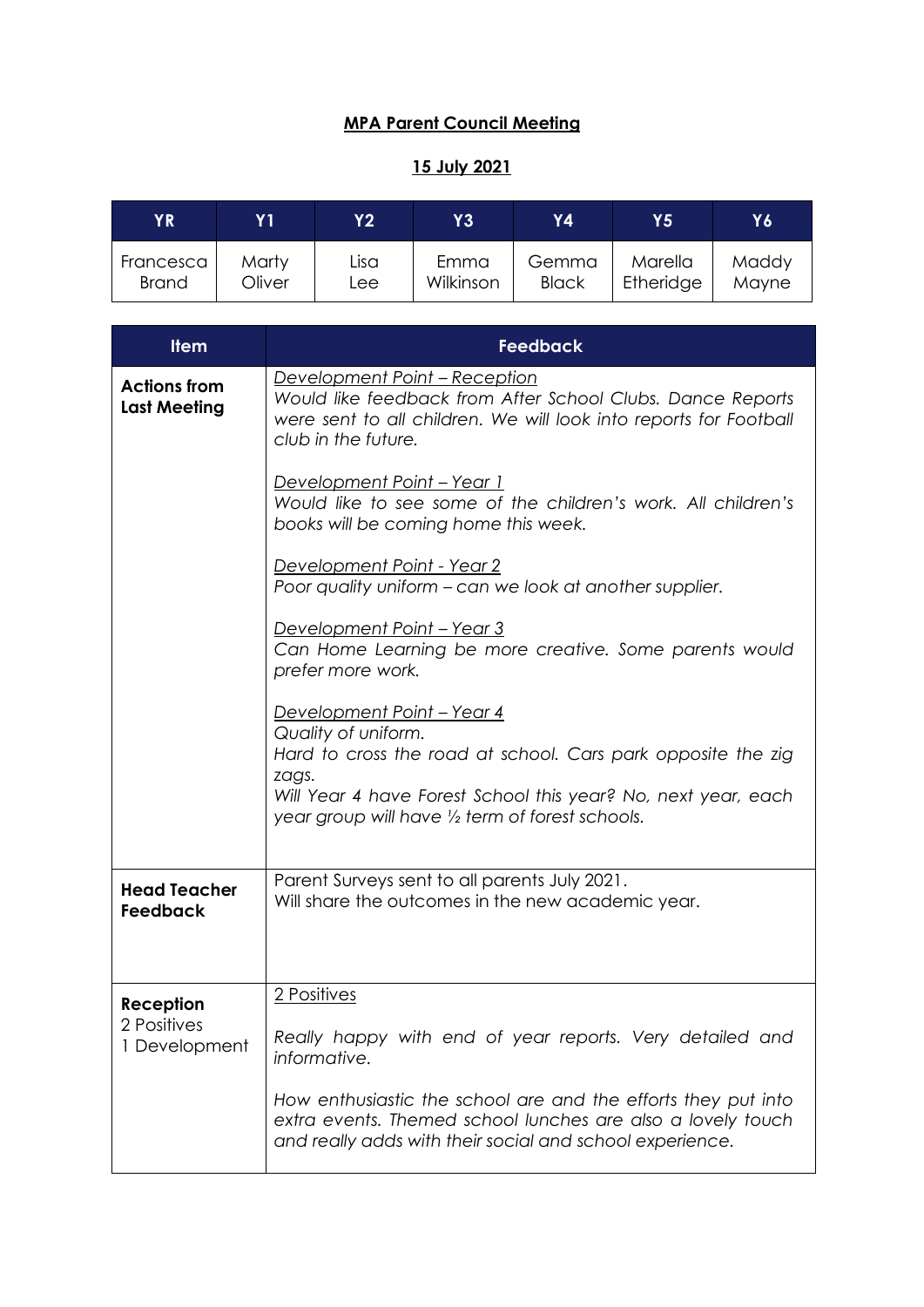# MPA Parent Council Meeting

## 15 July 2021

| YR | Y1 | Y2 | Y3 | Y4 | Y5 | Y6 |
|---|---|---|---|---|---|---|
| Francesca Brand | Marty Oliver | Lisa Lee | Emma Wilkinson | Gemma Black | Marella Etheridge | Maddy Mayne |

| Item | Feedback |
|---|---|
| **Actions from Last Meeting** | <u>Development Point – Reception</u><br>*Would like feedback from After School Clubs. Dance Reports were sent to all children. We will look into reports for Football club in the future.*<br><br><u>Development Point – Year 1</u><br>*Would like to see some of the children's work. All children's books will be coming home this week.*<br><br><u>Development Point - Year 2</u><br>*Poor quality uniform – can we look at another supplier.*<br><br><u>Development Point – Year 3</u><br>*Can Home Learning be more creative. Some parents would prefer more work.*<br><br><u>Development Point – Year 4</u><br>*Quality of uniform.*<br>*Hard to cross the road at school. Cars park opposite the zig zags.*<br>*Will Year 4 have Forest School this year? No, next year, each year group will have ½ term of forest schools.* |
| **Head Teacher Feedback** | Parent Surveys sent to all parents July 2021.<br>Will share the outcomes in the new academic year. |
| **Reception**<br>2 Positives<br>1 Development | <u>2 Positives</u><br><br>*Really happy with end of year reports. Very detailed and informative.*<br><br>*How enthusiastic the school are and the efforts they put into extra events. Themed school lunches are also a lovely touch and really adds with their social and school experience.* |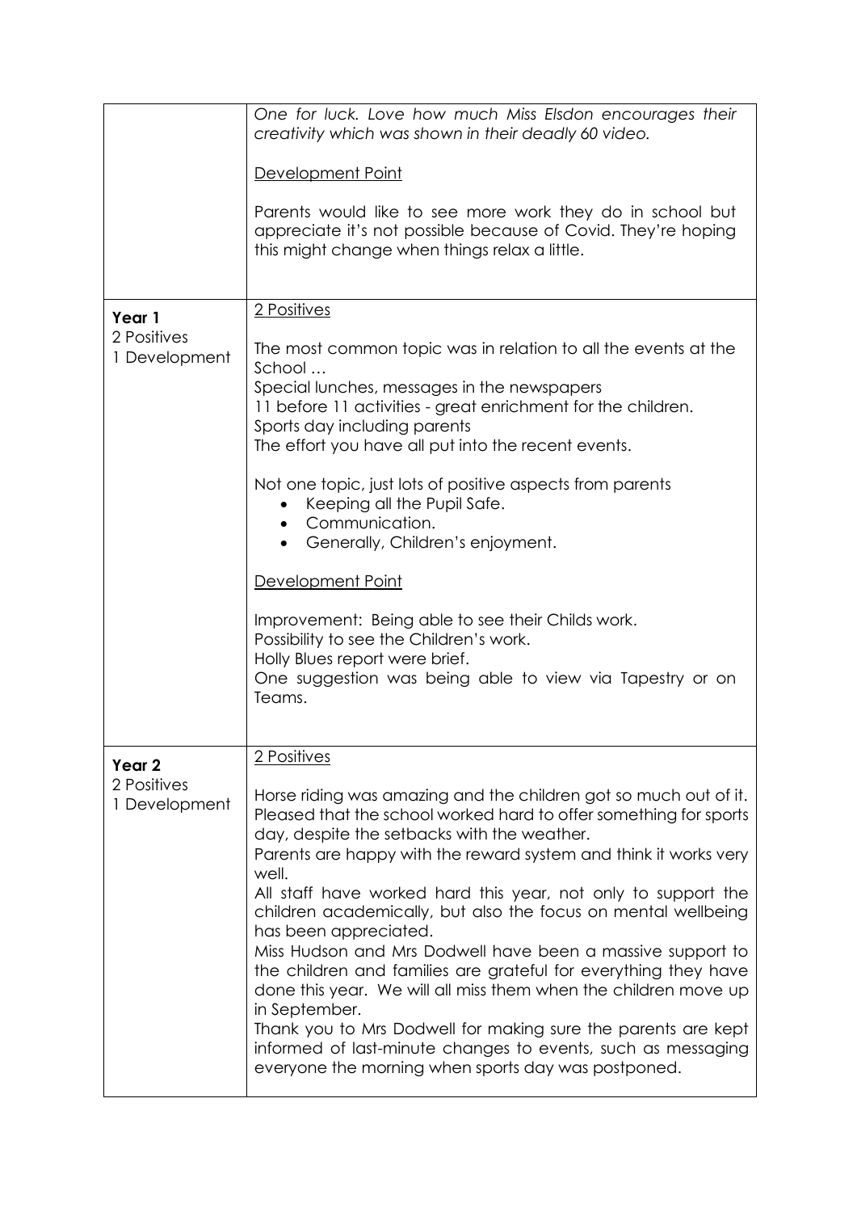| | |
|---|---|
| | *One for luck. Love how much Miss Elsdon encourages their creativity which was shown in their deadly 60 video.*<br><br><u>Development Point</u><br><br>Parents would like to see more work they do in school but appreciate it's not possible because of Covid. They're hoping this might change when things relax a little. |
| **Year 1**<br>2 Positives<br>1 Development | <u>2 Positives</u><br><br>The most common topic was in relation to all the events at the School …<br>Special lunches, messages in the newspapers<br>11 before 11 activities - great enrichment for the children.<br>Sports day including parents<br>The effort you have all put into the recent events.<br><br>Not one topic, just lots of positive aspects from parents<br>• Keeping all the Pupil Safe.<br>• Communication.<br>• Generally, Children's enjoyment.<br><br><u>Development Point</u><br><br>Improvement: Being able to see their Childs work.<br>Possibility to see the Children's work.<br>Holly Blues report were brief.<br>One suggestion was being able to view via Tapestry or on Teams. |
| **Year 2**<br>2 Positives<br>1 Development | <u>2 Positives</u><br><br>Horse riding was amazing and the children got so much out of it.<br>Pleased that the school worked hard to offer something for sports day, despite the setbacks with the weather.<br>Parents are happy with the reward system and think it works very well.<br>All staff have worked hard this year, not only to support the children academically, but also the focus on mental wellbeing has been appreciated.<br>Miss Hudson and Mrs Dodwell have been a massive support to the children and families are grateful for everything they have done this year. We will all miss them when the children move up in September.<br>Thank you to Mrs Dodwell for making sure the parents are kept informed of last-minute changes to events, such as messaging everyone the morning when sports day was postponed. |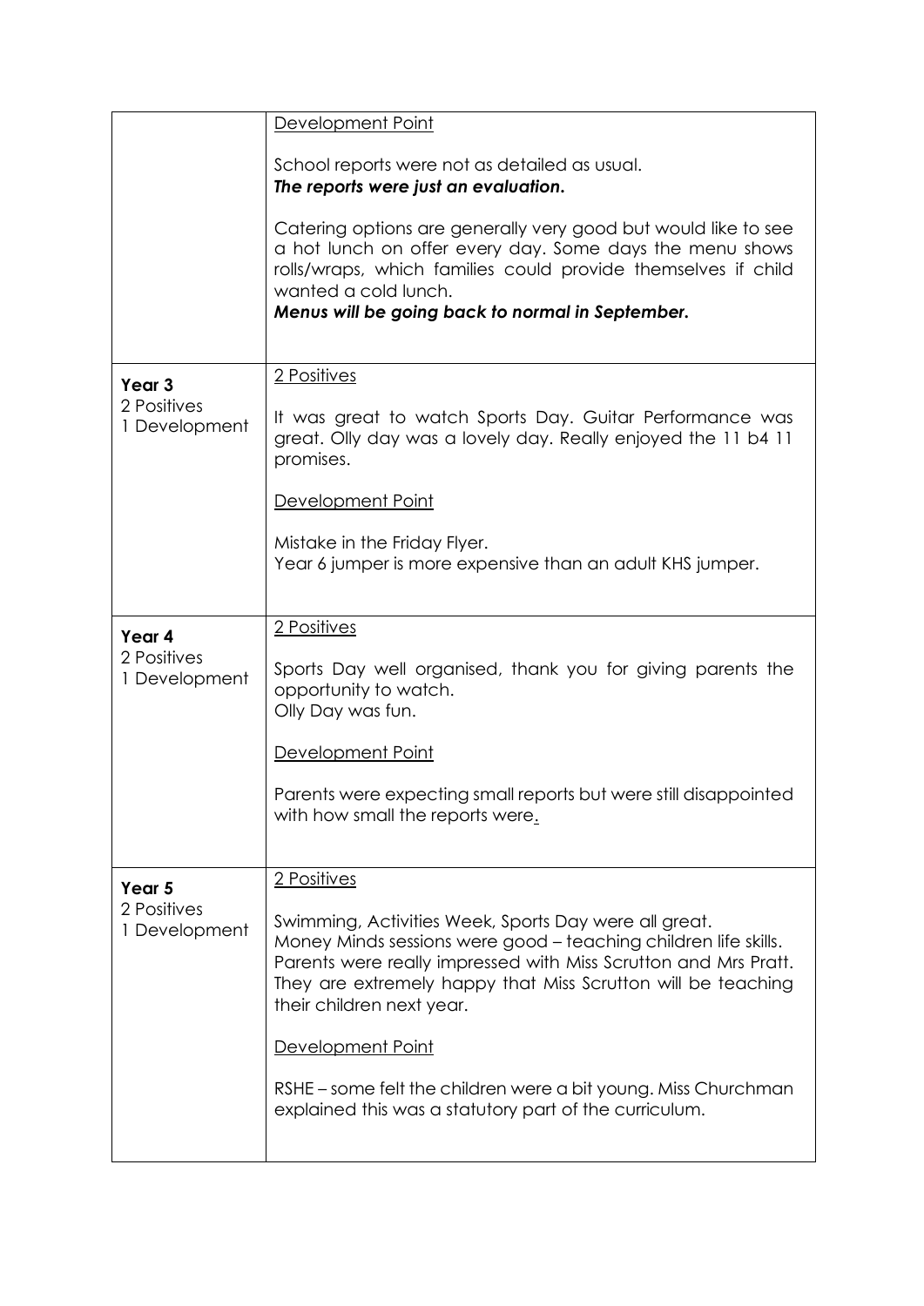| | |
|---|---|
| | <u>Development Point</u><br><br>School reports were not as detailed as usual.<br>***The reports were just an evaluation.***<br><br>Catering options are generally very good but would like to see a hot lunch on offer every day. Some days the menu shows rolls/wraps, which families could provide themselves if child wanted a cold lunch.<br>***Menus will be going back to normal in September.*** |
| **Year 3**<br>2 Positives<br>1 Development | <u>2 Positives</u><br><br>It was great to watch Sports Day. Guitar Performance was great. Olly day was a lovely day. Really enjoyed the 11 b4 11 promises.<br><br><u>Development Point</u><br><br>Mistake in the Friday Flyer.<br>Year 6 jumper is more expensive than an adult KHS jumper. |
| **Year 4**<br>2 Positives<br>1 Development | <u>2 Positives</u><br><br>Sports Day well organised, thank you for giving parents the opportunity to watch.<br>Olly Day was fun.<br><br><u>Development Point</u><br><br>Parents were expecting small reports but were still disappointed with how small the reports were. |
| **Year 5**<br>2 Positives<br>1 Development | <u>2 Positives</u><br><br>Swimming, Activities Week, Sports Day were all great.<br>Money Minds sessions were good – teaching children life skills.<br>Parents were really impressed with Miss Scrutton and Mrs Pratt. They are extremely happy that Miss Scrutton will be teaching their children next year.<br><br><u>Development Point</u><br><br>RSHE – some felt the children were a bit young. Miss Churchman explained this was a statutory part of the curriculum. |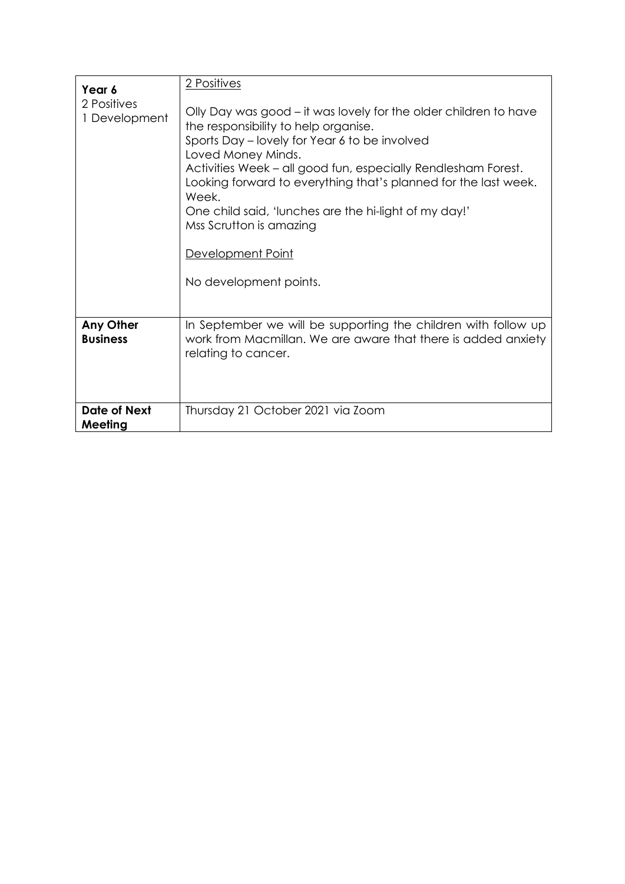| | |
|---|---|
| **Year 6**<br>2 Positives<br>1 Development | <u>2 Positives</u><br><br>Olly Day was good – it was lovely for the older children to have the responsibility to help organise.<br>Sports Day – lovely for Year 6 to be involved<br>Loved Money Minds.<br>Activities Week – all good fun, especially Rendlesham Forest.<br>Looking forward to everything that's planned for the last week. Week.<br>One child said, 'lunches are the hi-light of my day!'<br>Mss Scrutton is amazing<br><br><u>Development Point</u><br><br>No development points. |
| **Any Other Business** | In September we will be supporting the children with follow up work from Macmillan. We are aware that there is added anxiety relating to cancer. |
| **Date of Next Meeting** | Thursday 21 October 2021 via Zoom |